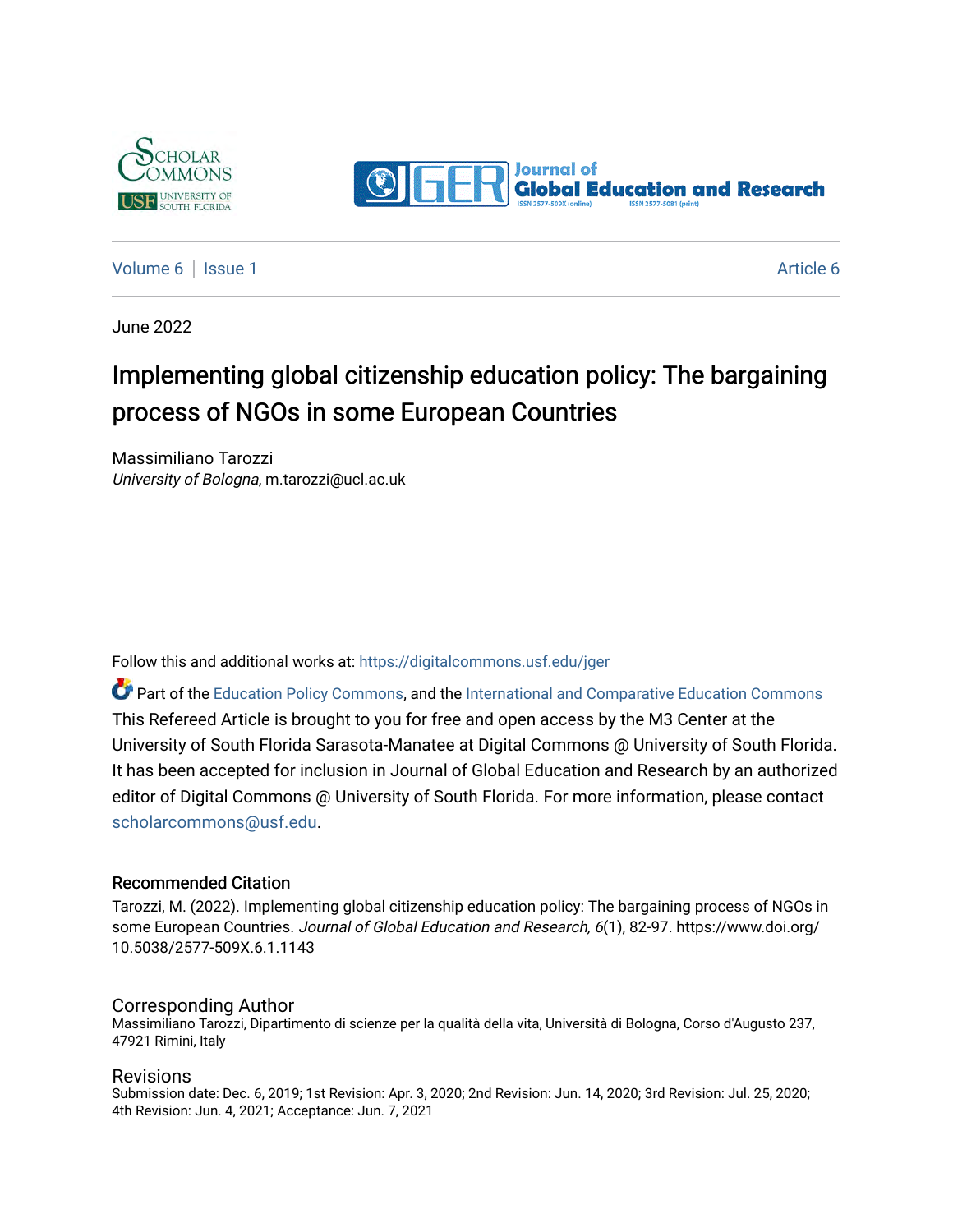Volume 6 | Issue 1 Article 6

June 2022

# Implementing global citizenship education policy: The bargaining process of NGOs in some European Countries

Massimiliano Tarozzi
*University of Bologna*, m.tarozzi@ucl.ac.uk

Follow this and additional works at: https://digitalcommons.usf.edu/jger

Part of the Education Policy Commons, and the International and Comparative Education Commons

This Refereed Article is brought to you for free and open access by the M3 Center at the University of South Florida Sarasota-Manatee at Digital Commons @ University of South Florida. It has been accepted for inclusion in Journal of Global Education and Research by an authorized editor of Digital Commons @ University of South Florida. For more information, please contact scholarcommons@usf.edu.

## Recommended Citation

Tarozzi, M. (2022). Implementing global citizenship education policy: The bargaining process of NGOs in some European Countries. *Journal of Global Education and Research, 6*(1), 82-97. https://www.doi.org/10.5038/2577-509X.6.1.1143

## Corresponding Author

Massimiliano Tarozzi, Dipartimento di scienze per la qualità della vita, Università di Bologna, Corso d'Augusto 237, 47921 Rimini, Italy

## Revisions

Submission date: Dec. 6, 2019; 1st Revision: Apr. 3, 2020; 2nd Revision: Jun. 14, 2020; 3rd Revision: Jul. 25, 2020; 4th Revision: Jun. 4, 2021; Acceptance: Jun. 7, 2021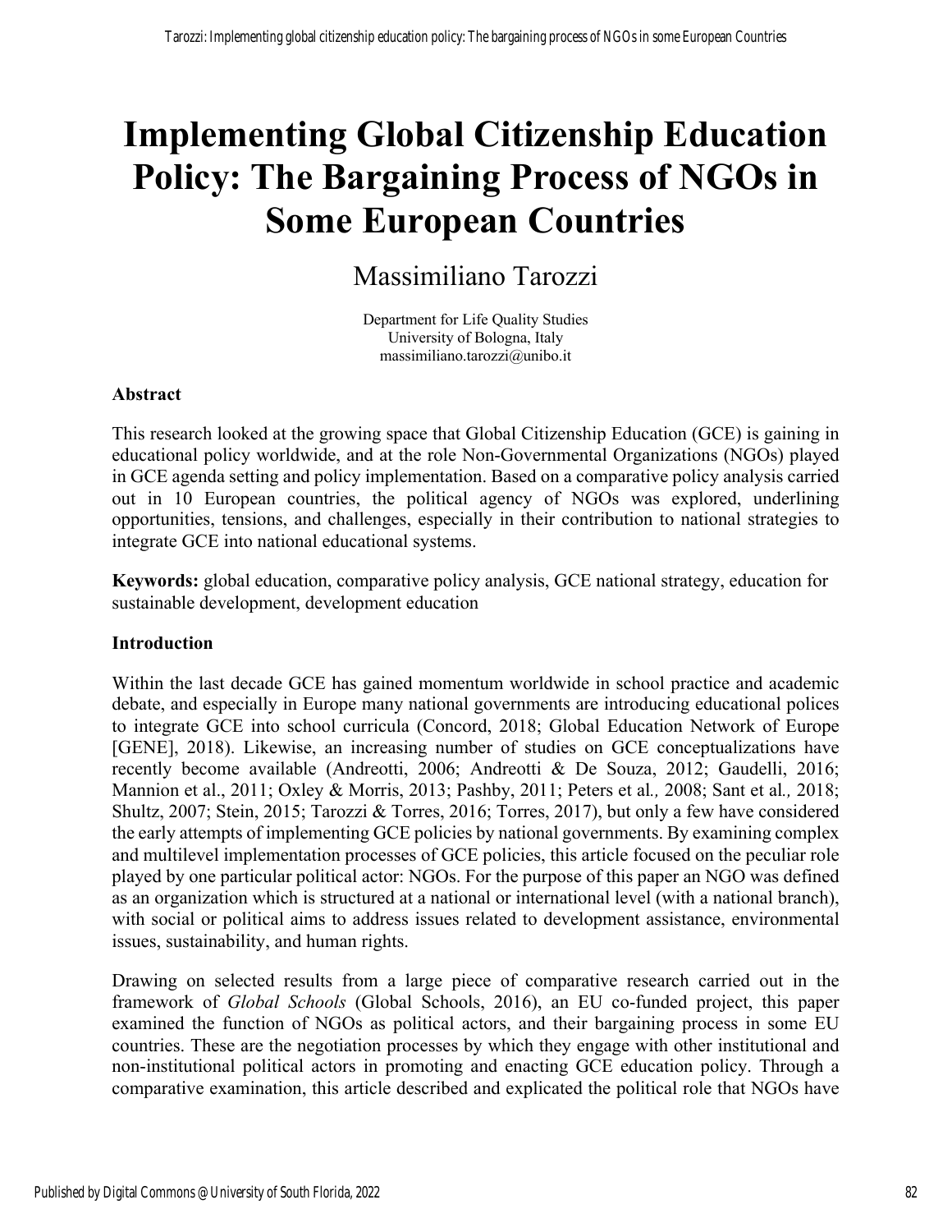# Implementing Global Citizenship Education Policy: The Bargaining Process of NGOs in Some European Countries

Massimiliano Tarozzi

Department for Life Quality Studies
University of Bologna, Italy
massimiliano.tarozzi@unibo.it

### Abstract

This research looked at the growing space that Global Citizenship Education (GCE) is gaining in educational policy worldwide, and at the role Non-Governmental Organizations (NGOs) played in GCE agenda setting and policy implementation. Based on a comparative policy analysis carried out in 10 European countries, the political agency of NGOs was explored, underlining opportunities, tensions, and challenges, especially in their contribution to national strategies to integrate GCE into national educational systems.

**Keywords:** global education, comparative policy analysis, GCE national strategy, education for sustainable development, development education

### Introduction

Within the last decade GCE has gained momentum worldwide in school practice and academic debate, and especially in Europe many national governments are introducing educational polices to integrate GCE into school curricula (Concord, 2018; Global Education Network of Europe [GENE], 2018). Likewise, an increasing number of studies on GCE conceptualizations have recently become available (Andreotti, 2006; Andreotti & De Souza, 2012; Gaudelli, 2016; Mannion et al., 2011; Oxley & Morris, 2013; Pashby, 2011; Peters et al*.,* 2008; Sant et al*.,* 2018; Shultz, 2007; Stein, 2015; Tarozzi & Torres, 2016; Torres, 2017), but only a few have considered the early attempts of implementing GCE policies by national governments. By examining complex and multilevel implementation processes of GCE policies, this article focused on the peculiar role played by one particular political actor: NGOs. For the purpose of this paper an NGO was defined as an organization which is structured at a national or international level (with a national branch), with social or political aims to address issues related to development assistance, environmental issues, sustainability, and human rights.

Drawing on selected results from a large piece of comparative research carried out in the framework of *Global Schools* (Global Schools, 2016), an EU co-funded project, this paper examined the function of NGOs as political actors, and their bargaining process in some EU countries. These are the negotiation processes by which they engage with other institutional and non-institutional political actors in promoting and enacting GCE education policy. Through a comparative examination, this article described and explicated the political role that NGOs have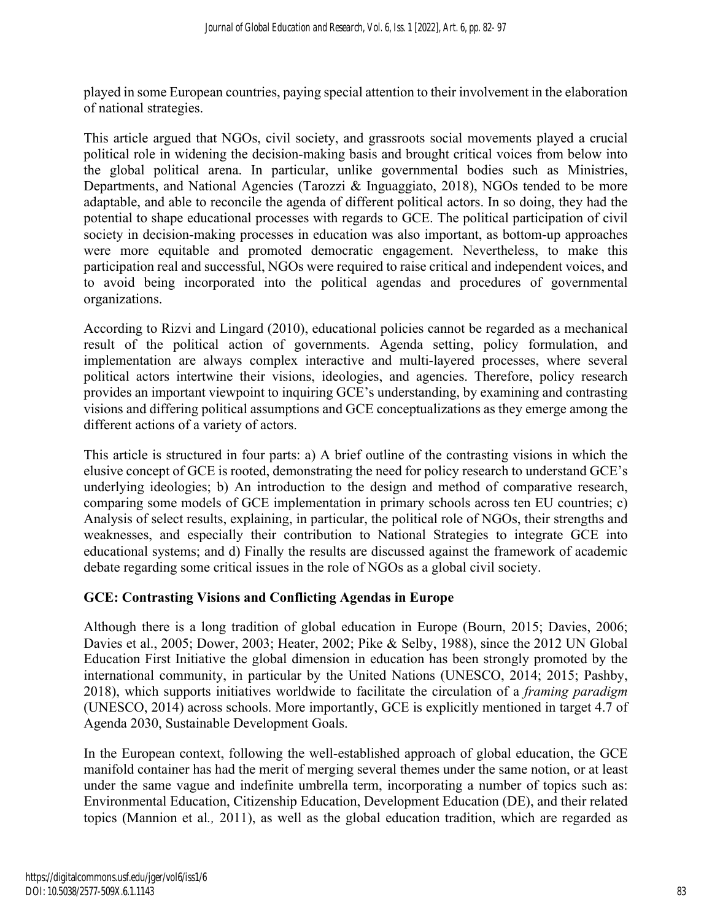played in some European countries, paying special attention to their involvement in the elaboration of national strategies.

This article argued that NGOs, civil society, and grassroots social movements played a crucial political role in widening the decision-making basis and brought critical voices from below into the global political arena. In particular, unlike governmental bodies such as Ministries, Departments, and National Agencies (Tarozzi & Inguaggiato, 2018), NGOs tended to be more adaptable, and able to reconcile the agenda of different political actors. In so doing, they had the potential to shape educational processes with regards to GCE. The political participation of civil society in decision-making processes in education was also important, as bottom-up approaches were more equitable and promoted democratic engagement. Nevertheless, to make this participation real and successful, NGOs were required to raise critical and independent voices, and to avoid being incorporated into the political agendas and procedures of governmental organizations.

According to Rizvi and Lingard (2010), educational policies cannot be regarded as a mechanical result of the political action of governments. Agenda setting, policy formulation, and implementation are always complex interactive and multi-layered processes, where several political actors intertwine their visions, ideologies, and agencies. Therefore, policy research provides an important viewpoint to inquiring GCE's understanding, by examining and contrasting visions and differing political assumptions and GCE conceptualizations as they emerge among the different actions of a variety of actors.

This article is structured in four parts: a) A brief outline of the contrasting visions in which the elusive concept of GCE is rooted, demonstrating the need for policy research to understand GCE's underlying ideologies; b) An introduction to the design and method of comparative research, comparing some models of GCE implementation in primary schools across ten EU countries; c) Analysis of select results, explaining, in particular, the political role of NGOs, their strengths and weaknesses, and especially their contribution to National Strategies to integrate GCE into educational systems; and d) Finally the results are discussed against the framework of academic debate regarding some critical issues in the role of NGOs as a global civil society.

## GCE: Contrasting Visions and Conflicting Agendas in Europe

Although there is a long tradition of global education in Europe (Bourn, 2015; Davies, 2006; Davies et al., 2005; Dower, 2003; Heater, 2002; Pike & Selby, 1988), since the 2012 UN Global Education First Initiative the global dimension in education has been strongly promoted by the international community, in particular by the United Nations (UNESCO, 2014; 2015; Pashby, 2018), which supports initiatives worldwide to facilitate the circulation of a *framing paradigm* (UNESCO, 2014) across schools. More importantly, GCE is explicitly mentioned in target 4.7 of Agenda 2030, Sustainable Development Goals.

In the European context, following the well-established approach of global education, the GCE manifold container has had the merit of merging several themes under the same notion, or at least under the same vague and indefinite umbrella term, incorporating a number of topics such as: Environmental Education, Citizenship Education, Development Education (DE), and their related topics (Mannion et al*.,* 2011), as well as the global education tradition, which are regarded as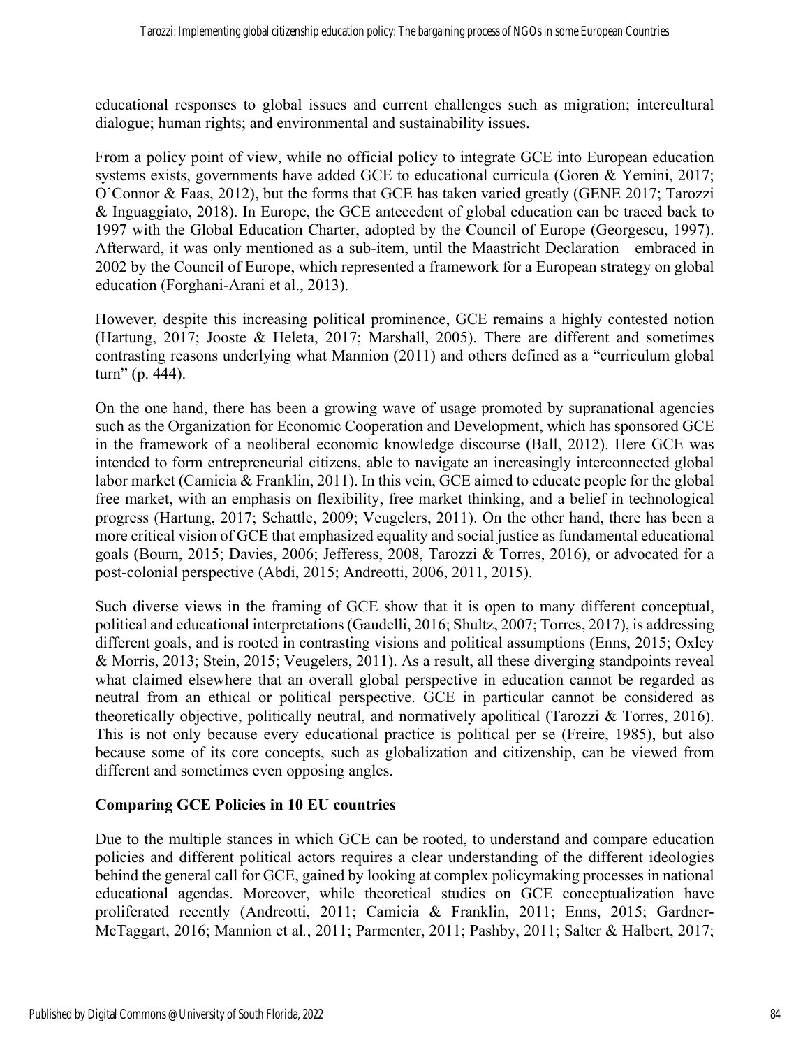educational responses to global issues and current challenges such as migration; intercultural dialogue; human rights; and environmental and sustainability issues.

From a policy point of view, while no official policy to integrate GCE into European education systems exists, governments have added GCE to educational curricula (Goren & Yemini, 2017; O'Connor & Faas, 2012), but the forms that GCE has taken varied greatly (GENE 2017; Tarozzi & Inguaggiato, 2018). In Europe, the GCE antecedent of global education can be traced back to 1997 with the Global Education Charter, adopted by the Council of Europe (Georgescu, 1997). Afterward, it was only mentioned as a sub-item, until the Maastricht Declaration—embraced in 2002 by the Council of Europe, which represented a framework for a European strategy on global education (Forghani-Arani et al., 2013).

However, despite this increasing political prominence, GCE remains a highly contested notion (Hartung, 2017; Jooste & Heleta, 2017; Marshall, 2005). There are different and sometimes contrasting reasons underlying what Mannion (2011) and others defined as a "curriculum global turn" (p. 444).

On the one hand, there has been a growing wave of usage promoted by supranational agencies such as the Organization for Economic Cooperation and Development, which has sponsored GCE in the framework of a neoliberal economic knowledge discourse (Ball, 2012). Here GCE was intended to form entrepreneurial citizens, able to navigate an increasingly interconnected global labor market (Camicia & Franklin, 2011). In this vein, GCE aimed to educate people for the global free market, with an emphasis on flexibility, free market thinking, and a belief in technological progress (Hartung, 2017; Schattle, 2009; Veugelers, 2011). On the other hand, there has been a more critical vision of GCE that emphasized equality and social justice as fundamental educational goals (Bourn, 2015; Davies, 2006; Jefferess, 2008, Tarozzi & Torres, 2016), or advocated for a post-colonial perspective (Abdi, 2015; Andreotti, 2006, 2011, 2015).

Such diverse views in the framing of GCE show that it is open to many different conceptual, political and educational interpretations (Gaudelli, 2016; Shultz, 2007; Torres, 2017), is addressing different goals, and is rooted in contrasting visions and political assumptions (Enns, 2015; Oxley & Morris, 2013; Stein, 2015; Veugelers, 2011). As a result, all these diverging standpoints reveal what claimed elsewhere that an overall global perspective in education cannot be regarded as neutral from an ethical or political perspective. GCE in particular cannot be considered as theoretically objective, politically neutral, and normatively apolitical (Tarozzi & Torres, 2016). This is not only because every educational practice is political per se (Freire, 1985), but also because some of its core concepts, such as globalization and citizenship, can be viewed from different and sometimes even opposing angles.

## Comparing GCE Policies in 10 EU countries

Due to the multiple stances in which GCE can be rooted, to understand and compare education policies and different political actors requires a clear understanding of the different ideologies behind the general call for GCE, gained by looking at complex policymaking processes in national educational agendas. Moreover, while theoretical studies on GCE conceptualization have proliferated recently (Andreotti, 2011; Camicia & Franklin, 2011; Enns, 2015; Gardner-McTaggart, 2016; Mannion et al., 2011; Parmenter, 2011; Pashby, 2011; Salter & Halbert, 2017;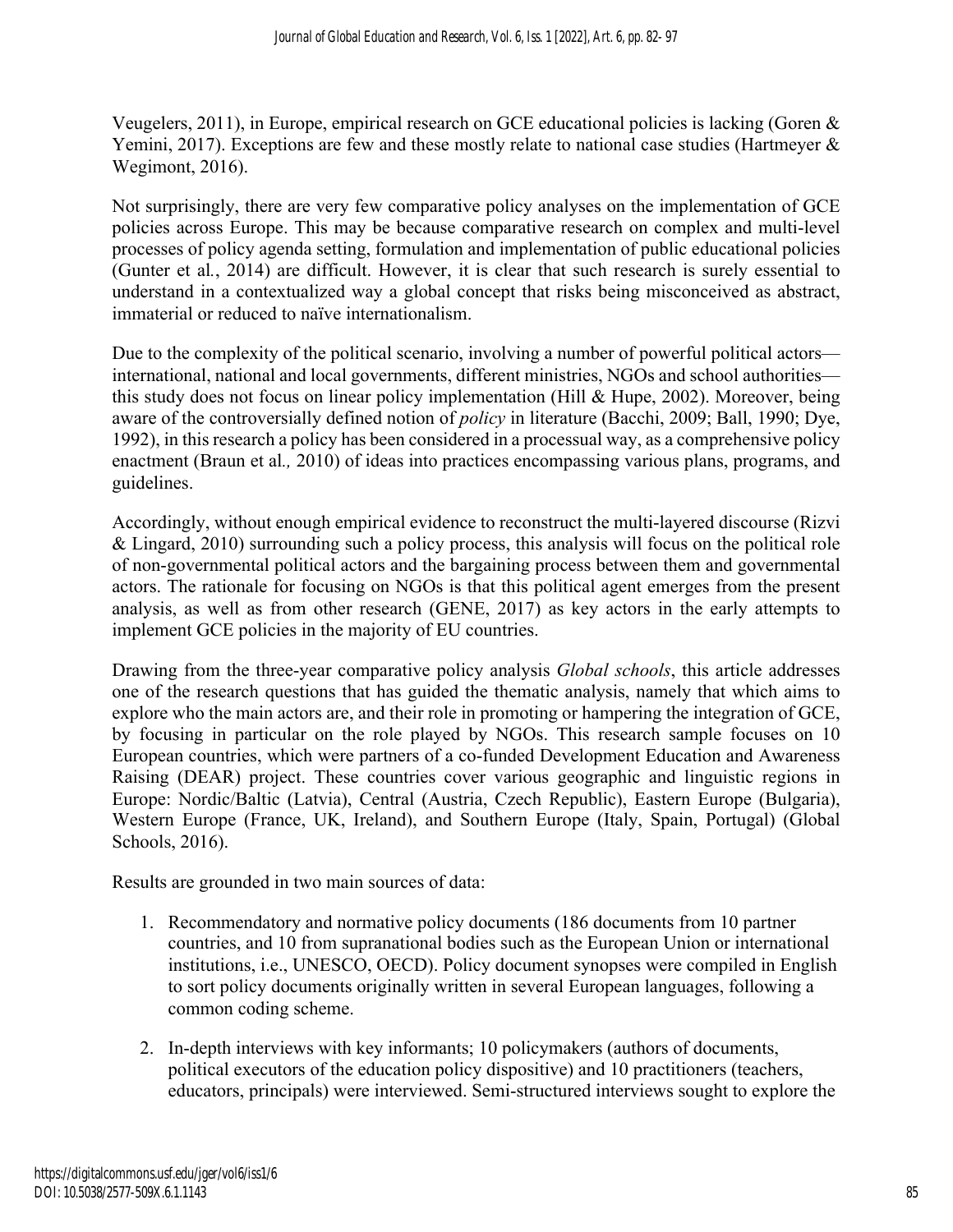Veugelers, 2011), in Europe, empirical research on GCE educational policies is lacking (Goren & Yemini, 2017). Exceptions are few and these mostly relate to national case studies (Hartmeyer & Wegimont, 2016).

Not surprisingly, there are very few comparative policy analyses on the implementation of GCE policies across Europe. This may be because comparative research on complex and multi-level processes of policy agenda setting, formulation and implementation of public educational policies (Gunter et al*.*, 2014) are difficult. However, it is clear that such research is surely essential to understand in a contextualized way a global concept that risks being misconceived as abstract, immaterial or reduced to naïve internationalism.

Due to the complexity of the political scenario, involving a number of powerful political actors—international, national and local governments, different ministries, NGOs and school authorities—this study does not focus on linear policy implementation (Hill & Hupe, 2002). Moreover, being aware of the controversially defined notion of *policy* in literature (Bacchi, 2009; Ball, 1990; Dye, 1992), in this research a policy has been considered in a processual way, as a comprehensive policy enactment (Braun et al*.,* 2010) of ideas into practices encompassing various plans, programs, and guidelines.

Accordingly, without enough empirical evidence to reconstruct the multi-layered discourse (Rizvi & Lingard, 2010) surrounding such a policy process, this analysis will focus on the political role of non-governmental political actors and the bargaining process between them and governmental actors. The rationale for focusing on NGOs is that this political agent emerges from the present analysis, as well as from other research (GENE, 2017) as key actors in the early attempts to implement GCE policies in the majority of EU countries.

Drawing from the three-year comparative policy analysis *Global schools*, this article addresses one of the research questions that has guided the thematic analysis, namely that which aims to explore who the main actors are, and their role in promoting or hampering the integration of GCE, by focusing in particular on the role played by NGOs. This research sample focuses on 10 European countries, which were partners of a co-funded Development Education and Awareness Raising (DEAR) project. These countries cover various geographic and linguistic regions in Europe: Nordic/Baltic (Latvia), Central (Austria, Czech Republic), Eastern Europe (Bulgaria), Western Europe (France, UK, Ireland), and Southern Europe (Italy, Spain, Portugal) (Global Schools, 2016).

Results are grounded in two main sources of data:

1. Recommendatory and normative policy documents (186 documents from 10 partner countries, and 10 from supranational bodies such as the European Union or international institutions, i.e., UNESCO, OECD). Policy document synopses were compiled in English to sort policy documents originally written in several European languages, following a common coding scheme.
2. In-depth interviews with key informants; 10 policymakers (authors of documents, political executors of the education policy dispositive) and 10 practitioners (teachers, educators, principals) were interviewed. Semi-structured interviews sought to explore the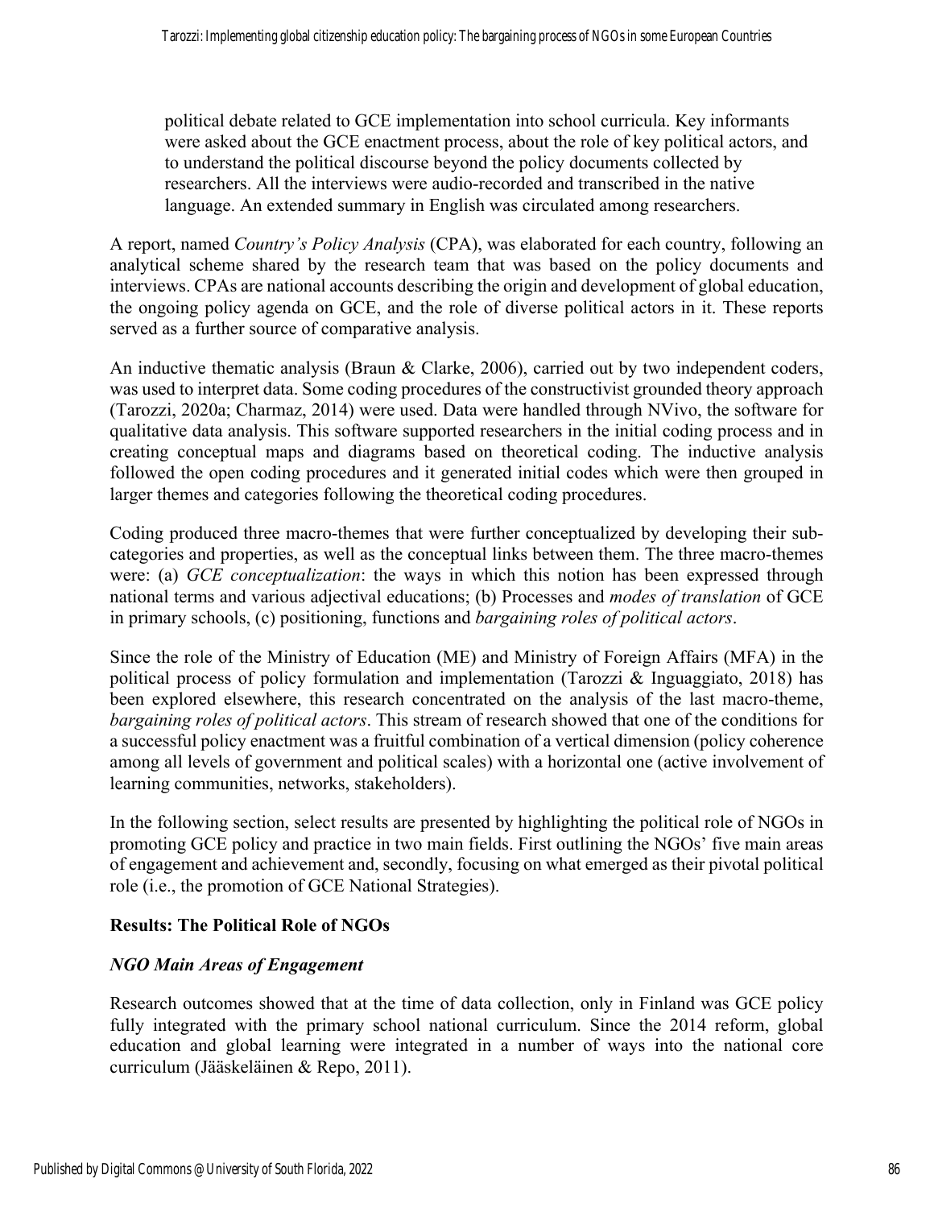political debate related to GCE implementation into school curricula. Key informants were asked about the GCE enactment process, about the role of key political actors, and to understand the political discourse beyond the policy documents collected by researchers. All the interviews were audio-recorded and transcribed in the native language. An extended summary in English was circulated among researchers.

A report, named *Country's Policy Analysis* (CPA), was elaborated for each country, following an analytical scheme shared by the research team that was based on the policy documents and interviews. CPAs are national accounts describing the origin and development of global education, the ongoing policy agenda on GCE, and the role of diverse political actors in it. These reports served as a further source of comparative analysis.

An inductive thematic analysis (Braun & Clarke, 2006), carried out by two independent coders, was used to interpret data. Some coding procedures of the constructivist grounded theory approach (Tarozzi, 2020a; Charmaz, 2014) were used. Data were handled through NVivo, the software for qualitative data analysis. This software supported researchers in the initial coding process and in creating conceptual maps and diagrams based on theoretical coding. The inductive analysis followed the open coding procedures and it generated initial codes which were then grouped in larger themes and categories following the theoretical coding procedures.

Coding produced three macro-themes that were further conceptualized by developing their sub-categories and properties, as well as the conceptual links between them. The three macro-themes were: (a) *GCE conceptualization*: the ways in which this notion has been expressed through national terms and various adjectival educations; (b) Processes and *modes of translation* of GCE in primary schools, (c) positioning, functions and *bargaining roles of political actors*.

Since the role of the Ministry of Education (ME) and Ministry of Foreign Affairs (MFA) in the political process of policy formulation and implementation (Tarozzi & Inguaggiato, 2018) has been explored elsewhere, this research concentrated on the analysis of the last macro-theme, *bargaining roles of political actors*. This stream of research showed that one of the conditions for a successful policy enactment was a fruitful combination of a vertical dimension (policy coherence among all levels of government and political scales) with a horizontal one (active involvement of learning communities, networks, stakeholders).

In the following section, select results are presented by highlighting the political role of NGOs in promoting GCE policy and practice in two main fields. First outlining the NGOs' five main areas of engagement and achievement and, secondly, focusing on what emerged as their pivotal political role (i.e., the promotion of GCE National Strategies).

## Results: The Political Role of NGOs

### *NGO Main Areas of Engagement*

Research outcomes showed that at the time of data collection, only in Finland was GCE policy fully integrated with the primary school national curriculum. Since the 2014 reform, global education and global learning were integrated in a number of ways into the national core curriculum (Jääskeläinen & Repo, 2011).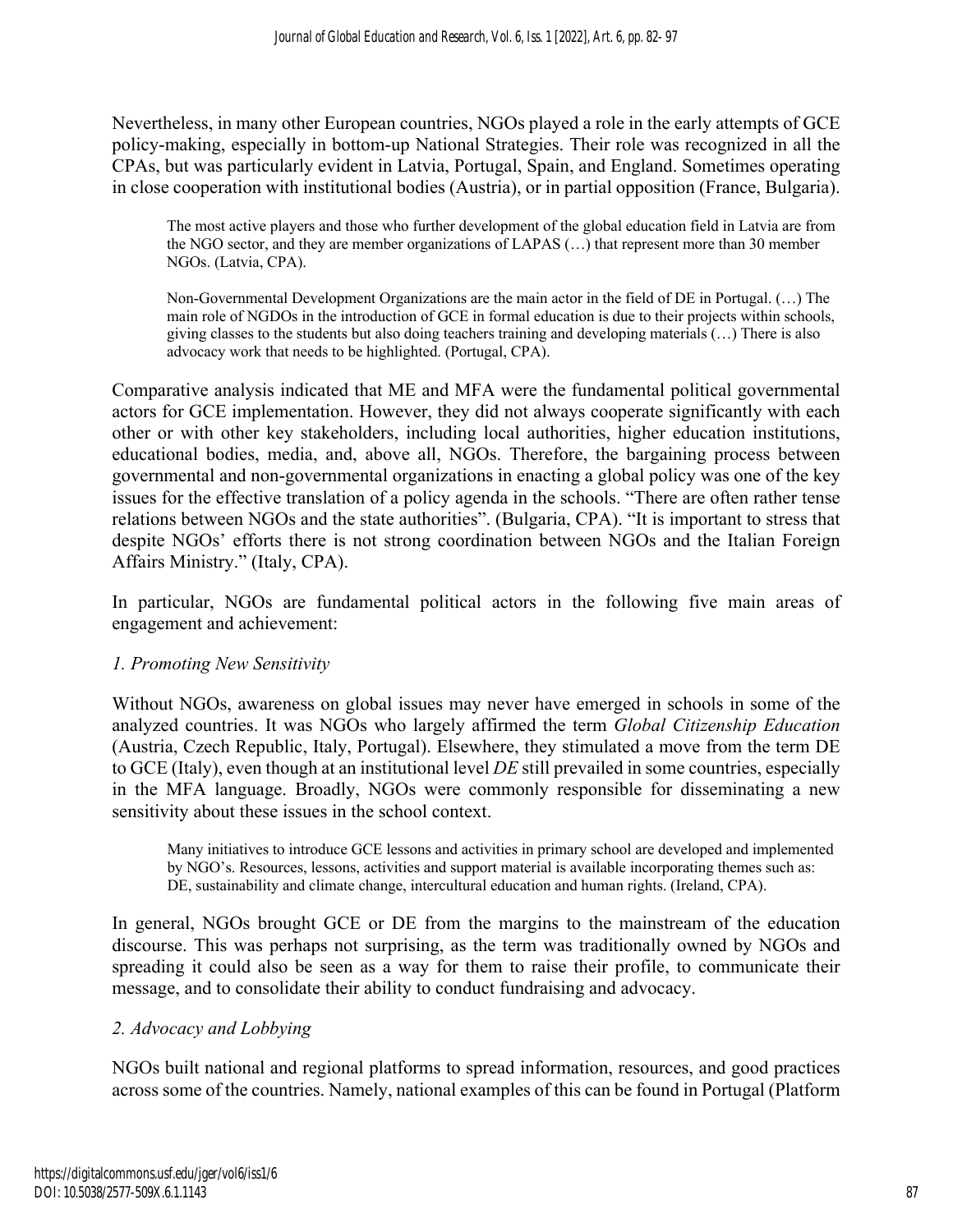Nevertheless, in many other European countries, NGOs played a role in the early attempts of GCE policy-making, especially in bottom-up National Strategies. Their role was recognized in all the CPAs, but was particularly evident in Latvia, Portugal, Spain, and England. Sometimes operating in close cooperation with institutional bodies (Austria), or in partial opposition (France, Bulgaria).

> The most active players and those who further development of the global education field in Latvia are from the NGO sector, and they are member organizations of LAPAS (…) that represent more than 30 member NGOs. (Latvia, CPA).

> Non-Governmental Development Organizations are the main actor in the field of DE in Portugal. (…) The main role of NGDOs in the introduction of GCE in formal education is due to their projects within schools, giving classes to the students but also doing teachers training and developing materials (…) There is also advocacy work that needs to be highlighted. (Portugal, CPA).

Comparative analysis indicated that ME and MFA were the fundamental political governmental actors for GCE implementation. However, they did not always cooperate significantly with each other or with other key stakeholders, including local authorities, higher education institutions, educational bodies, media, and, above all, NGOs. Therefore, the bargaining process between governmental and non-governmental organizations in enacting a global policy was one of the key issues for the effective translation of a policy agenda in the schools. "There are often rather tense relations between NGOs and the state authorities". (Bulgaria, CPA). "It is important to stress that despite NGOs' efforts there is not strong coordination between NGOs and the Italian Foreign Affairs Ministry." (Italy, CPA).

In particular, NGOs are fundamental political actors in the following five main areas of engagement and achievement:

*1. Promoting New Sensitivity*

Without NGOs, awareness on global issues may never have emerged in schools in some of the analyzed countries. It was NGOs who largely affirmed the term *Global Citizenship Education* (Austria, Czech Republic, Italy, Portugal). Elsewhere, they stimulated a move from the term DE to GCE (Italy), even though at an institutional level *DE* still prevailed in some countries, especially in the MFA language. Broadly, NGOs were commonly responsible for disseminating a new sensitivity about these issues in the school context.

> Many initiatives to introduce GCE lessons and activities in primary school are developed and implemented by NGO's. Resources, lessons, activities and support material is available incorporating themes such as: DE, sustainability and climate change, intercultural education and human rights. (Ireland, CPA).

In general, NGOs brought GCE or DE from the margins to the mainstream of the education discourse. This was perhaps not surprising, as the term was traditionally owned by NGOs and spreading it could also be seen as a way for them to raise their profile, to communicate their message, and to consolidate their ability to conduct fundraising and advocacy.

*2. Advocacy and Lobbying*

NGOs built national and regional platforms to spread information, resources, and good practices across some of the countries. Namely, national examples of this can be found in Portugal (Platform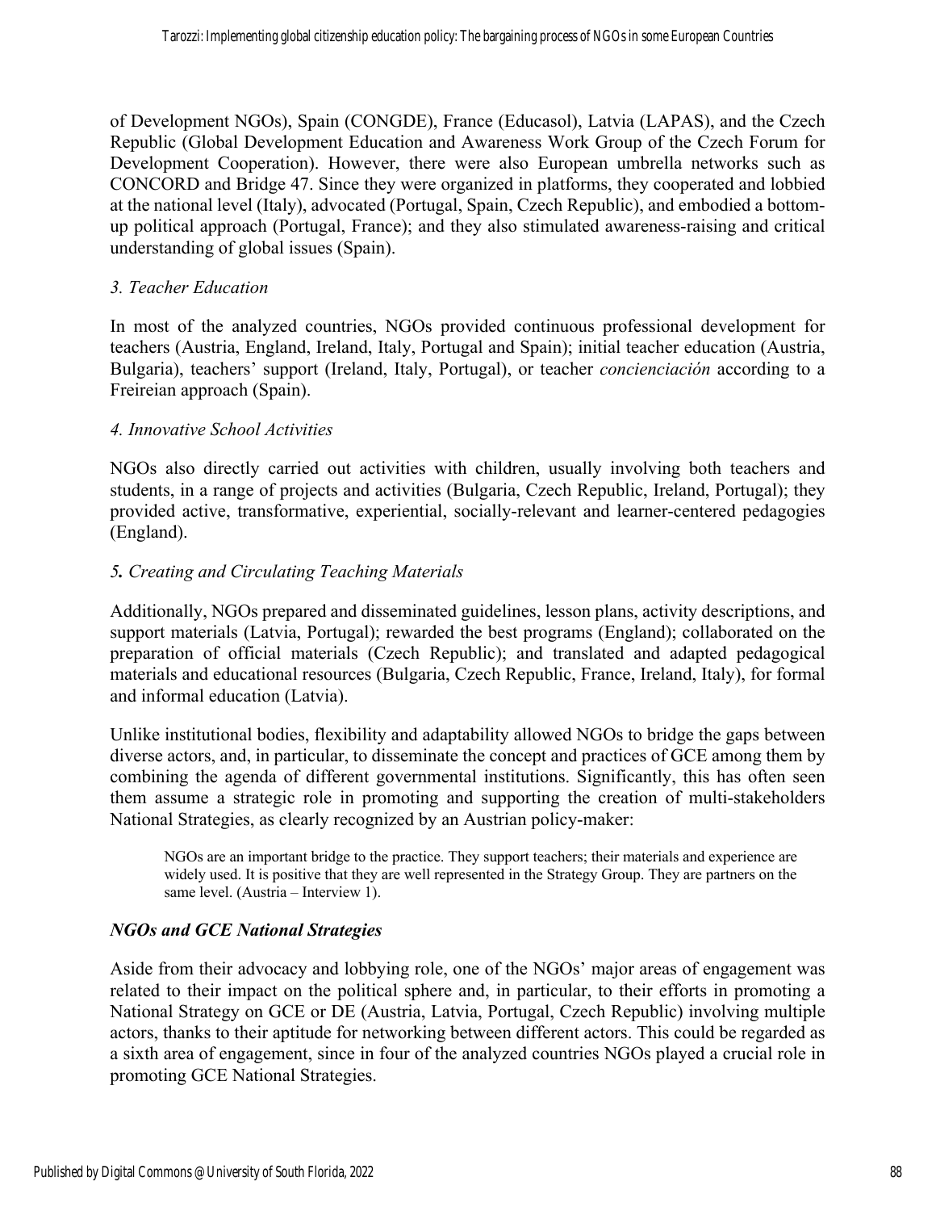of Development NGOs), Spain (CONGDE), France (Educasol), Latvia (LAPAS), and the Czech Republic (Global Development Education and Awareness Work Group of the Czech Forum for Development Cooperation). However, there were also European umbrella networks such as CONCORD and Bridge 47. Since they were organized in platforms, they cooperated and lobbied at the national level (Italy), advocated (Portugal, Spain, Czech Republic), and embodied a bottom-up political approach (Portugal, France); and they also stimulated awareness-raising and critical understanding of global issues (Spain).

### *3. Teacher Education*

In most of the analyzed countries, NGOs provided continuous professional development for teachers (Austria, England, Ireland, Italy, Portugal and Spain); initial teacher education (Austria, Bulgaria), teachers' support (Ireland, Italy, Portugal), or teacher *concienciación* according to a Freireian approach (Spain).

### *4. Innovative School Activities*

NGOs also directly carried out activities with children, usually involving both teachers and students, in a range of projects and activities (Bulgaria, Czech Republic, Ireland, Portugal); they provided active, transformative, experiential, socially-relevant and learner-centered pedagogies (England).

### *5. Creating and Circulating Teaching Materials*

Additionally, NGOs prepared and disseminated guidelines, lesson plans, activity descriptions, and support materials (Latvia, Portugal); rewarded the best programs (England); collaborated on the preparation of official materials (Czech Republic); and translated and adapted pedagogical materials and educational resources (Bulgaria, Czech Republic, France, Ireland, Italy), for formal and informal education (Latvia).

Unlike institutional bodies, flexibility and adaptability allowed NGOs to bridge the gaps between diverse actors, and, in particular, to disseminate the concept and practices of GCE among them by combining the agenda of different governmental institutions. Significantly, this has often seen them assume a strategic role in promoting and supporting the creation of multi-stakeholders National Strategies, as clearly recognized by an Austrian policy-maker:

> NGOs are an important bridge to the practice. They support teachers; their materials and experience are widely used. It is positive that they are well represented in the Strategy Group. They are partners on the same level. (Austria – Interview 1).

## ***NGOs and GCE National Strategies***

Aside from their advocacy and lobbying role, one of the NGOs' major areas of engagement was related to their impact on the political sphere and, in particular, to their efforts in promoting a National Strategy on GCE or DE (Austria, Latvia, Portugal, Czech Republic) involving multiple actors, thanks to their aptitude for networking between different actors. This could be regarded as a sixth area of engagement, since in four of the analyzed countries NGOs played a crucial role in promoting GCE National Strategies.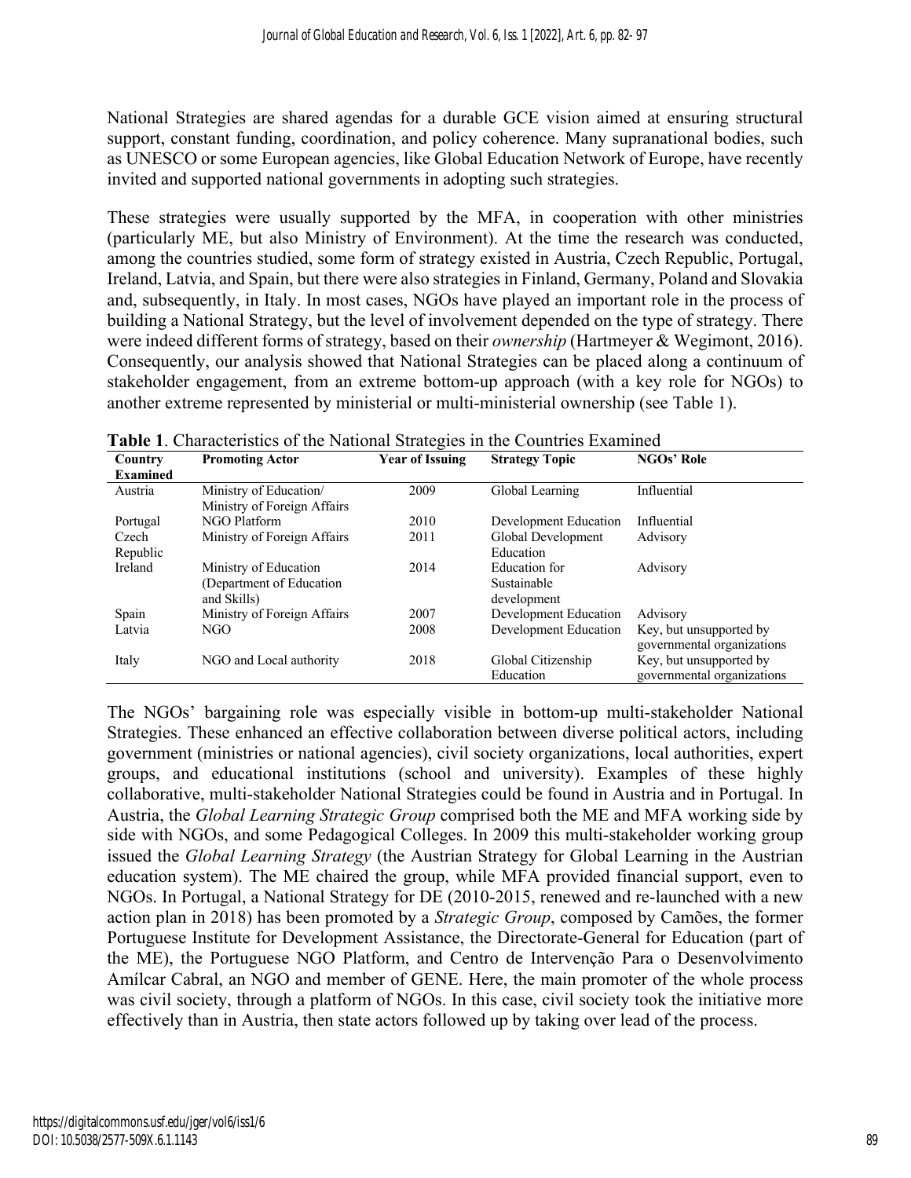National Strategies are shared agendas for a durable GCE vision aimed at ensuring structural support, constant funding, coordination, and policy coherence. Many supranational bodies, such as UNESCO or some European agencies, like Global Education Network of Europe, have recently invited and supported national governments in adopting such strategies.

These strategies were usually supported by the MFA, in cooperation with other ministries (particularly ME, but also Ministry of Environment). At the time the research was conducted, among the countries studied, some form of strategy existed in Austria, Czech Republic, Portugal, Ireland, Latvia, and Spain, but there were also strategies in Finland, Germany, Poland and Slovakia and, subsequently, in Italy. In most cases, NGOs have played an important role in the process of building a National Strategy, but the level of involvement depended on the type of strategy. There were indeed different forms of strategy, based on their *ownership* (Hartmeyer & Wegimont, 2016). Consequently, our analysis showed that National Strategies can be placed along a continuum of stakeholder engagement, from an extreme bottom-up approach (with a key role for NGOs) to another extreme represented by ministerial or multi-ministerial ownership (see Table 1).

**Table 1**. Characteristics of the National Strategies in the Countries Examined

| Country Examined | Promoting Actor | Year of Issuing | Strategy Topic | NGOs' Role |
|---|---|---|---|---|
| Austria | Ministry of Education/ Ministry of Foreign Affairs | 2009 | Global Learning | Influential |
| Portugal | NGO Platform | 2010 | Development Education | Influential |
| Czech Republic | Ministry of Foreign Affairs | 2011 | Global Development Education | Advisory |
| Ireland | Ministry of Education (Department of Education and Skills) | 2014 | Education for Sustainable development | Advisory |
| Spain | Ministry of Foreign Affairs | 2007 | Development Education | Advisory |
| Latvia | NGO | 2008 | Development Education | Key, but unsupported by governmental organizations |
| Italy | NGO and Local authority | 2018 | Global Citizenship Education | Key, but unsupported by governmental organizations |

The NGOs' bargaining role was especially visible in bottom-up multi-stakeholder National Strategies. These enhanced an effective collaboration between diverse political actors, including government (ministries or national agencies), civil society organizations, local authorities, expert groups, and educational institutions (school and university). Examples of these highly collaborative, multi-stakeholder National Strategies could be found in Austria and in Portugal. In Austria, the *Global Learning Strategic Group* comprised both the ME and MFA working side by side with NGOs, and some Pedagogical Colleges. In 2009 this multi-stakeholder working group issued the *Global Learning Strategy* (the Austrian Strategy for Global Learning in the Austrian education system). The ME chaired the group, while MFA provided financial support, even to NGOs. In Portugal, a National Strategy for DE (2010-2015, renewed and re-launched with a new action plan in 2018) has been promoted by a *Strategic Group*, composed by Camões, the former Portuguese Institute for Development Assistance, the Directorate-General for Education (part of the ME), the Portuguese NGO Platform, and Centro de Intervenção Para o Desenvolvimento Amílcar Cabral, an NGO and member of GENE. Here, the main promoter of the whole process was civil society, through a platform of NGOs. In this case, civil society took the initiative more effectively than in Austria, then state actors followed up by taking over lead of the process.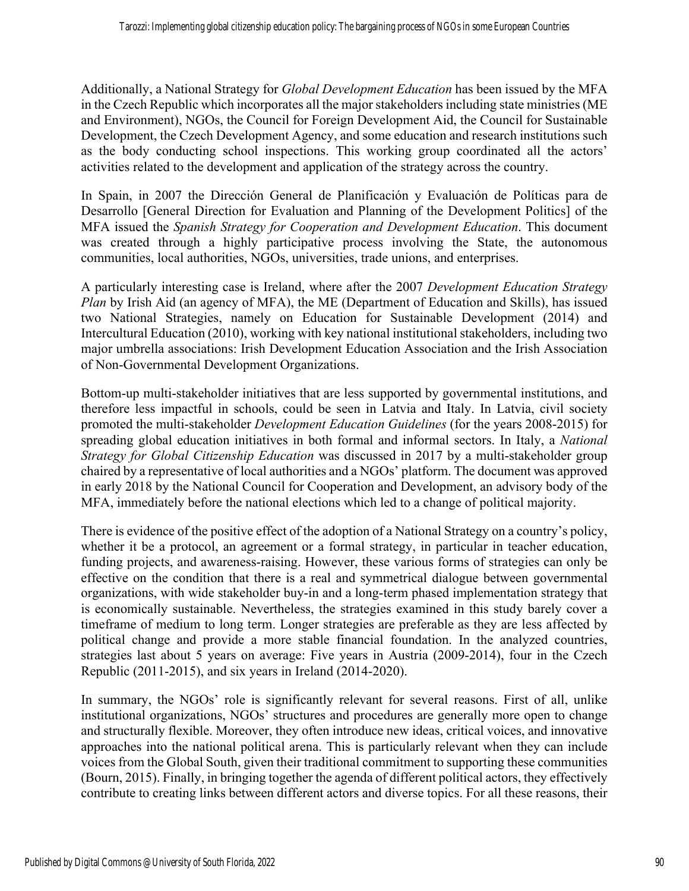Additionally, a National Strategy for *Global Development Education* has been issued by the MFA in the Czech Republic which incorporates all the major stakeholders including state ministries (ME and Environment), NGOs, the Council for Foreign Development Aid, the Council for Sustainable Development, the Czech Development Agency, and some education and research institutions such as the body conducting school inspections. This working group coordinated all the actors' activities related to the development and application of the strategy across the country.

In Spain, in 2007 the Dirección General de Planificación y Evaluación de Políticas para de Desarrollo [General Direction for Evaluation and Planning of the Development Politics] of the MFA issued the *Spanish Strategy for Cooperation and Development Education*. This document was created through a highly participative process involving the State, the autonomous communities, local authorities, NGOs, universities, trade unions, and enterprises.

A particularly interesting case is Ireland, where after the 2007 *Development Education Strategy Plan* by Irish Aid (an agency of MFA), the ME (Department of Education and Skills), has issued two National Strategies, namely on Education for Sustainable Development (2014) and Intercultural Education (2010), working with key national institutional stakeholders, including two major umbrella associations: Irish Development Education Association and the Irish Association of Non-Governmental Development Organizations.

Bottom-up multi-stakeholder initiatives that are less supported by governmental institutions, and therefore less impactful in schools, could be seen in Latvia and Italy. In Latvia, civil society promoted the multi-stakeholder *Development Education Guidelines* (for the years 2008-2015) for spreading global education initiatives in both formal and informal sectors. In Italy, a *National Strategy for Global Citizenship Education* was discussed in 2017 by a multi-stakeholder group chaired by a representative of local authorities and a NGOs' platform. The document was approved in early 2018 by the National Council for Cooperation and Development, an advisory body of the MFA, immediately before the national elections which led to a change of political majority.

There is evidence of the positive effect of the adoption of a National Strategy on a country's policy, whether it be a protocol, an agreement or a formal strategy, in particular in teacher education, funding projects, and awareness-raising. However, these various forms of strategies can only be effective on the condition that there is a real and symmetrical dialogue between governmental organizations, with wide stakeholder buy-in and a long-term phased implementation strategy that is economically sustainable. Nevertheless, the strategies examined in this study barely cover a timeframe of medium to long term. Longer strategies are preferable as they are less affected by political change and provide a more stable financial foundation. In the analyzed countries, strategies last about 5 years on average: Five years in Austria (2009-2014), four in the Czech Republic (2011-2015), and six years in Ireland (2014-2020).

In summary, the NGOs' role is significantly relevant for several reasons. First of all, unlike institutional organizations, NGOs' structures and procedures are generally more open to change and structurally flexible. Moreover, they often introduce new ideas, critical voices, and innovative approaches into the national political arena. This is particularly relevant when they can include voices from the Global South, given their traditional commitment to supporting these communities (Bourn, 2015). Finally, in bringing together the agenda of different political actors, they effectively contribute to creating links between different actors and diverse topics. For all these reasons, their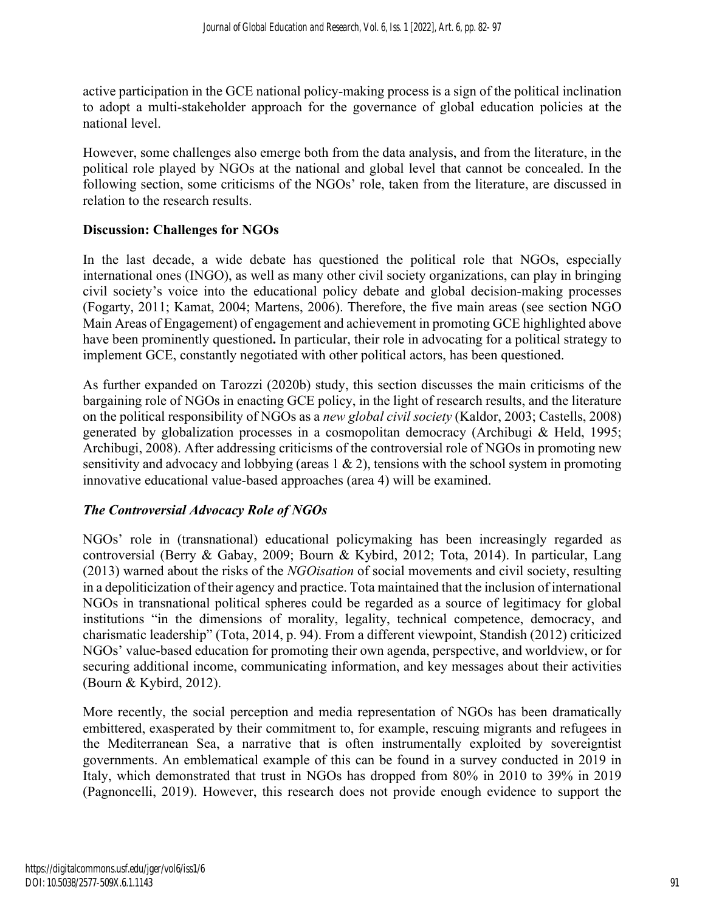active participation in the GCE national policy-making process is a sign of the political inclination to adopt a multi-stakeholder approach for the governance of global education policies at the national level.

However, some challenges also emerge both from the data analysis, and from the literature, in the political role played by NGOs at the national and global level that cannot be concealed. In the following section, some criticisms of the NGOs' role, taken from the literature, are discussed in relation to the research results.

## Discussion: Challenges for NGOs

In the last decade, a wide debate has questioned the political role that NGOs, especially international ones (INGO), as well as many other civil society organizations, can play in bringing civil society's voice into the educational policy debate and global decision-making processes (Fogarty, 2011; Kamat, 2004; Martens, 2006). Therefore, the five main areas (see section NGO Main Areas of Engagement) of engagement and achievement in promoting GCE highlighted above have been prominently questioned**.** In particular, their role in advocating for a political strategy to implement GCE, constantly negotiated with other political actors, has been questioned.

As further expanded on Tarozzi (2020b) study, this section discusses the main criticisms of the bargaining role of NGOs in enacting GCE policy, in the light of research results, and the literature on the political responsibility of NGOs as a *new global civil society* (Kaldor, 2003; Castells, 2008) generated by globalization processes in a cosmopolitan democracy (Archibugi & Held, 1995; Archibugi, 2008). After addressing criticisms of the controversial role of NGOs in promoting new sensitivity and advocacy and lobbying (areas 1 & 2), tensions with the school system in promoting innovative educational value-based approaches (area 4) will be examined.

### *The Controversial Advocacy Role of NGOs*

NGOs' role in (transnational) educational policymaking has been increasingly regarded as controversial (Berry & Gabay, 2009; Bourn & Kybird, 2012; Tota, 2014). In particular, Lang (2013) warned about the risks of the *NGOisation* of social movements and civil society, resulting in a depoliticization of their agency and practice. Tota maintained that the inclusion of international NGOs in transnational political spheres could be regarded as a source of legitimacy for global institutions "in the dimensions of morality, legality, technical competence, democracy, and charismatic leadership" (Tota, 2014, p. 94). From a different viewpoint, Standish (2012) criticized NGOs' value-based education for promoting their own agenda, perspective, and worldview, or for securing additional income, communicating information, and key messages about their activities (Bourn & Kybird, 2012).

More recently, the social perception and media representation of NGOs has been dramatically embittered, exasperated by their commitment to, for example, rescuing migrants and refugees in the Mediterranean Sea, a narrative that is often instrumentally exploited by sovereigntist governments. An emblematical example of this can be found in a survey conducted in 2019 in Italy, which demonstrated that trust in NGOs has dropped from 80% in 2010 to 39% in 2019 (Pagnoncelli, 2019). However, this research does not provide enough evidence to support the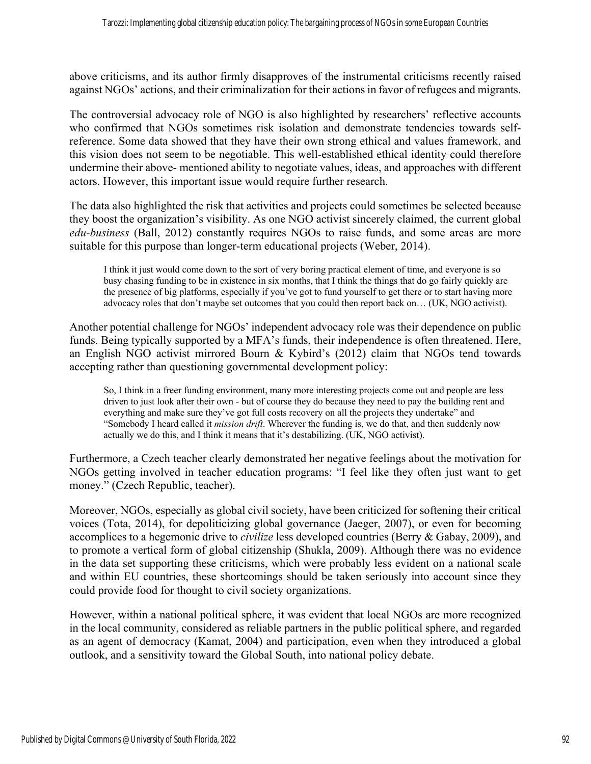above criticisms, and its author firmly disapproves of the instrumental criticisms recently raised against NGOs' actions, and their criminalization for their actions in favor of refugees and migrants.

The controversial advocacy role of NGO is also highlighted by researchers' reflective accounts who confirmed that NGOs sometimes risk isolation and demonstrate tendencies towards self-reference. Some data showed that they have their own strong ethical and values framework, and this vision does not seem to be negotiable. This well-established ethical identity could therefore undermine their above- mentioned ability to negotiate values, ideas, and approaches with different actors. However, this important issue would require further research.

The data also highlighted the risk that activities and projects could sometimes be selected because they boost the organization's visibility. As one NGO activist sincerely claimed, the current global *edu-business* (Ball, 2012) constantly requires NGOs to raise funds, and some areas are more suitable for this purpose than longer-term educational projects (Weber, 2014).

> I think it just would come down to the sort of very boring practical element of time, and everyone is so busy chasing funding to be in existence in six months, that I think the things that do go fairly quickly are the presence of big platforms, especially if you've got to fund yourself to get there or to start having more advocacy roles that don't maybe set outcomes that you could then report back on… (UK, NGO activist).

Another potential challenge for NGOs' independent advocacy role was their dependence on public funds. Being typically supported by a MFA's funds, their independence is often threatened. Here, an English NGO activist mirrored Bourn & Kybird's (2012) claim that NGOs tend towards accepting rather than questioning governmental development policy:

> So, I think in a freer funding environment, many more interesting projects come out and people are less driven to just look after their own - but of course they do because they need to pay the building rent and everything and make sure they've got full costs recovery on all the projects they undertake" and "Somebody I heard called it *mission drift*. Wherever the funding is, we do that, and then suddenly now actually we do this, and I think it means that it's destabilizing. (UK, NGO activist).

Furthermore, a Czech teacher clearly demonstrated her negative feelings about the motivation for NGOs getting involved in teacher education programs: "I feel like they often just want to get money." (Czech Republic, teacher).

Moreover, NGOs, especially as global civil society, have been criticized for softening their critical voices (Tota, 2014), for depoliticizing global governance (Jaeger, 2007), or even for becoming accomplices to a hegemonic drive to *civilize* less developed countries (Berry & Gabay, 2009), and to promote a vertical form of global citizenship (Shukla, 2009). Although there was no evidence in the data set supporting these criticisms, which were probably less evident on a national scale and within EU countries, these shortcomings should be taken seriously into account since they could provide food for thought to civil society organizations.

However, within a national political sphere, it was evident that local NGOs are more recognized in the local community, considered as reliable partners in the public political sphere, and regarded as an agent of democracy (Kamat, 2004) and participation, even when they introduced a global outlook, and a sensitivity toward the Global South, into national policy debate.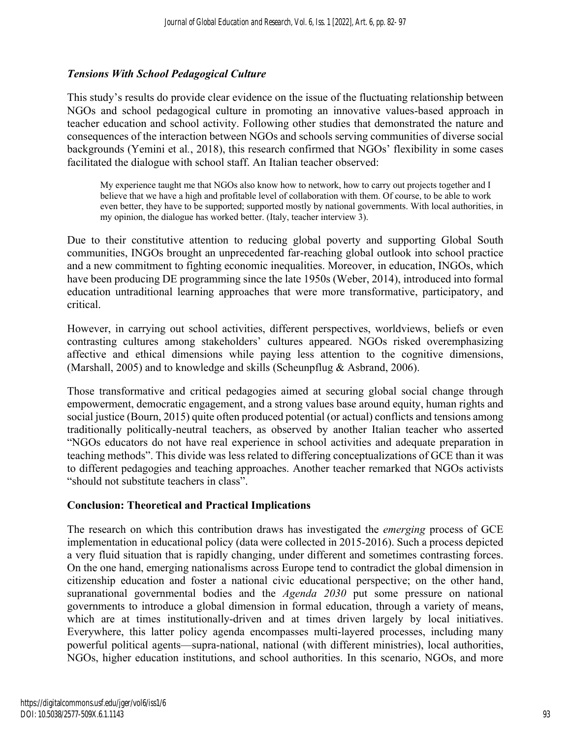### *Tensions With School Pedagogical Culture*

This study's results do provide clear evidence on the issue of the fluctuating relationship between NGOs and school pedagogical culture in promoting an innovative values-based approach in teacher education and school activity. Following other studies that demonstrated the nature and consequences of the interaction between NGOs and schools serving communities of diverse social backgrounds (Yemini et al., 2018), this research confirmed that NGOs' flexibility in some cases facilitated the dialogue with school staff. An Italian teacher observed:

> My experience taught me that NGOs also know how to network, how to carry out projects together and I believe that we have a high and profitable level of collaboration with them. Of course, to be able to work even better, they have to be supported; supported mostly by national governments. With local authorities, in my opinion, the dialogue has worked better. (Italy, teacher interview 3).

Due to their constitutive attention to reducing global poverty and supporting Global South communities, INGOs brought an unprecedented far-reaching global outlook into school practice and a new commitment to fighting economic inequalities. Moreover, in education, INGOs, which have been producing DE programming since the late 1950s (Weber, 2014), introduced into formal education untraditional learning approaches that were more transformative, participatory, and critical.

However, in carrying out school activities, different perspectives, worldviews, beliefs or even contrasting cultures among stakeholders' cultures appeared. NGOs risked overemphasizing affective and ethical dimensions while paying less attention to the cognitive dimensions, (Marshall, 2005) and to knowledge and skills (Scheunpflug & Asbrand, 2006).

Those transformative and critical pedagogies aimed at securing global social change through empowerment, democratic engagement, and a strong values base around equity, human rights and social justice (Bourn, 2015) quite often produced potential (or actual) conflicts and tensions among traditionally politically-neutral teachers, as observed by another Italian teacher who asserted "NGOs educators do not have real experience in school activities and adequate preparation in teaching methods". This divide was less related to differing conceptualizations of GCE than it was to different pedagogies and teaching approaches. Another teacher remarked that NGOs activists "should not substitute teachers in class".

## Conclusion: Theoretical and Practical Implications

The research on which this contribution draws has investigated the *emerging* process of GCE implementation in educational policy (data were collected in 2015-2016). Such a process depicted a very fluid situation that is rapidly changing, under different and sometimes contrasting forces. On the one hand, emerging nationalisms across Europe tend to contradict the global dimension in citizenship education and foster a national civic educational perspective; on the other hand, supranational governmental bodies and the *Agenda 2030* put some pressure on national governments to introduce a global dimension in formal education, through a variety of means, which are at times institutionally-driven and at times driven largely by local initiatives. Everywhere, this latter policy agenda encompasses multi-layered processes, including many powerful political agents—supra-national, national (with different ministries), local authorities, NGOs, higher education institutions, and school authorities. In this scenario, NGOs, and more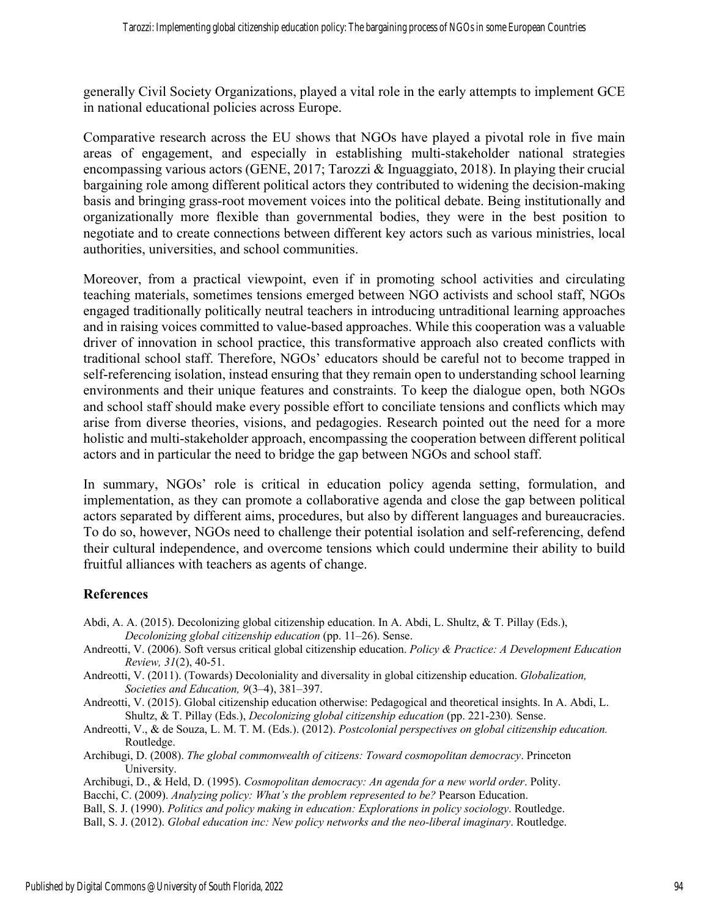generally Civil Society Organizations, played a vital role in the early attempts to implement GCE in national educational policies across Europe.

Comparative research across the EU shows that NGOs have played a pivotal role in five main areas of engagement, and especially in establishing multi-stakeholder national strategies encompassing various actors (GENE, 2017; Tarozzi & Inguaggiato, 2018). In playing their crucial bargaining role among different political actors they contributed to widening the decision-making basis and bringing grass-root movement voices into the political debate. Being institutionally and organizationally more flexible than governmental bodies, they were in the best position to negotiate and to create connections between different key actors such as various ministries, local authorities, universities, and school communities.

Moreover, from a practical viewpoint, even if in promoting school activities and circulating teaching materials, sometimes tensions emerged between NGO activists and school staff, NGOs engaged traditionally politically neutral teachers in introducing untraditional learning approaches and in raising voices committed to value-based approaches. While this cooperation was a valuable driver of innovation in school practice, this transformative approach also created conflicts with traditional school staff. Therefore, NGOs' educators should be careful not to become trapped in self-referencing isolation, instead ensuring that they remain open to understanding school learning environments and their unique features and constraints. To keep the dialogue open, both NGOs and school staff should make every possible effort to conciliate tensions and conflicts which may arise from diverse theories, visions, and pedagogies. Research pointed out the need for a more holistic and multi-stakeholder approach, encompassing the cooperation between different political actors and in particular the need to bridge the gap between NGOs and school staff.

In summary, NGOs' role is critical in education policy agenda setting, formulation, and implementation, as they can promote a collaborative agenda and close the gap between political actors separated by different aims, procedures, but also by different languages and bureaucracies. To do so, however, NGOs need to challenge their potential isolation and self-referencing, defend their cultural independence, and overcome tensions which could undermine their ability to build fruitful alliances with teachers as agents of change.

## References

Abdi, A. A. (2015). Decolonizing global citizenship education. In A. Abdi, L. Shultz, & T. Pillay (Eds.), *Decolonizing global citizenship education* (pp. 11–26). Sense.

Andreotti, V. (2006). Soft versus critical global citizenship education. *Policy & Practice: A Development Education Review, 31*(2), 40-51.

Andreotti, V. (2011). (Towards) Decoloniality and diversality in global citizenship education. *Globalization, Societies and Education, 9*(3–4), 381–397.

Andreotti, V. (2015). Global citizenship education otherwise: Pedagogical and theoretical insights. In A. Abdi, L. Shultz, & T. Pillay (Eds.), *Decolonizing global citizenship education* (pp. 221-230)*.* Sense.

Andreotti, V., & de Souza, L. M. T. M. (Eds.). (2012). *Postcolonial perspectives on global citizenship education.* Routledge.

Archibugi, D. (2008). *The global commonwealth of citizens: Toward cosmopolitan democracy*. Princeton University.

Archibugi, D., & Held, D. (1995). *Cosmopolitan democracy: An agenda for a new world order*. Polity.

Bacchi, C. (2009). *Analyzing policy: What's the problem represented to be?* Pearson Education.

Ball, S. J. (1990). *Politics and policy making in education: Explorations in policy sociology*. Routledge.

Ball, S. J. (2012). *Global education inc: New policy networks and the neo-liberal imaginary*. Routledge.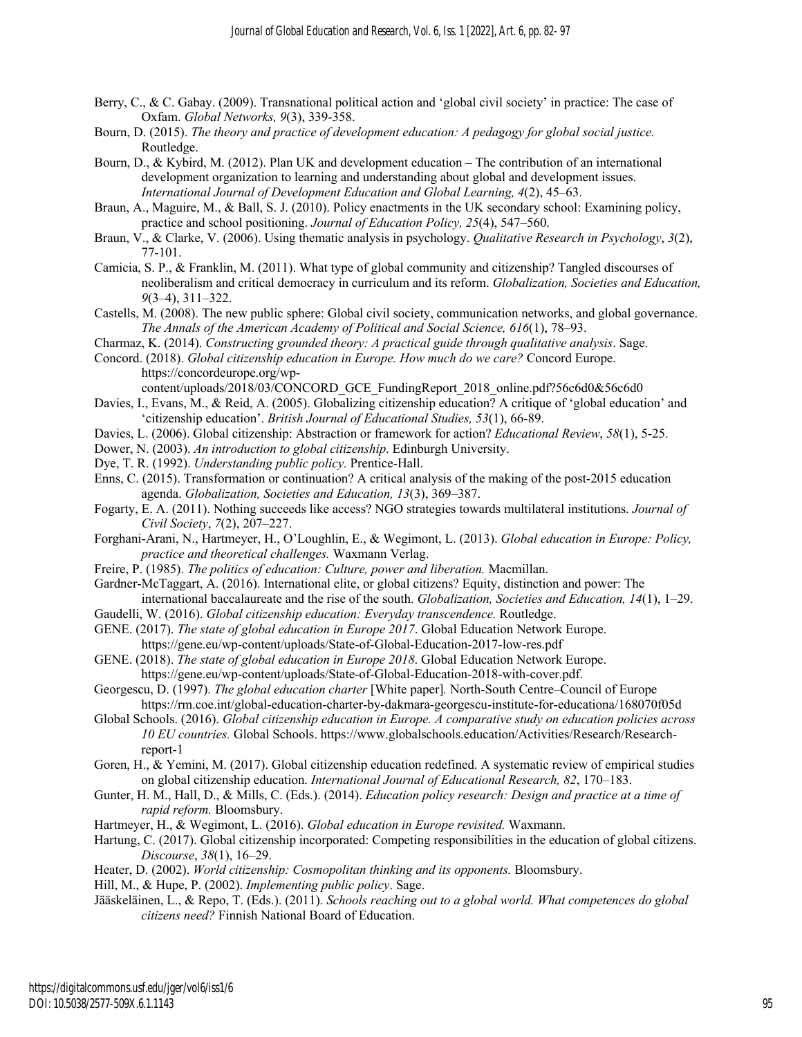Berry, C., & C. Gabay. (2009). Transnational political action and 'global civil society' in practice: The case of Oxfam. *Global Networks, 9*(3), 339-358.

Bourn, D. (2015). *The theory and practice of development education: A pedagogy for global social justice.* Routledge.

Bourn, D., & Kybird, M. (2012). Plan UK and development education – The contribution of an international development organization to learning and understanding about global and development issues. *International Journal of Development Education and Global Learning, 4*(2), 45–63.

Braun, A., Maguire, M., & Ball, S. J. (2010). Policy enactments in the UK secondary school: Examining policy, practice and school positioning. *Journal of Education Policy, 25*(4), 547–560.

Braun, V., & Clarke, V. (2006). Using thematic analysis in psychology. *Qualitative Research in Psychology*, *3*(2), 77-101.

Camicia, S. P., & Franklin, M. (2011). What type of global community and citizenship? Tangled discourses of neoliberalism and critical democracy in curriculum and its reform. *Globalization, Societies and Education, 9*(3–4), 311–322.

Castells, M. (2008). The new public sphere: Global civil society, communication networks, and global governance. *The Annals of the American Academy of Political and Social Science, 616*(1), 78–93.

Charmaz, K. (2014). *Constructing grounded theory: A practical guide through qualitative analysis*. Sage.

Concord. (2018). *Global citizenship education in Europe. How much do we care?* Concord Europe. https://concordeurope.org/wp-content/uploads/2018/03/CONCORD_GCE_FundingReport_2018_online.pdf?56c6d0&56c6d0

Davies, I., Evans, M., & Reid, A. (2005). Globalizing citizenship education? A critique of 'global education' and 'citizenship education'. *British Journal of Educational Studies, 53*(1), 66-89.

Davies, L. (2006). Global citizenship: Abstraction or framework for action? *Educational Review*, *58*(1), 5-25.

Dower, N. (2003). *An introduction to global citizenship.* Edinburgh University.

Dye, T. R. (1992). *Understanding public policy.* Prentice-Hall.

Enns, C. (2015). Transformation or continuation? A critical analysis of the making of the post-2015 education agenda. *Globalization, Societies and Education, 13*(3), 369–387.

Fogarty, E. A. (2011). Nothing succeeds like access? NGO strategies towards multilateral institutions. *Journal of Civil Society*, *7*(2), 207–227.

Forghani-Arani, N., Hartmeyer, H., O'Loughlin, E., & Wegimont, L. (2013). *Global education in Europe: Policy, practice and theoretical challenges.* Waxmann Verlag.

Freire, P. (1985). *The politics of education: Culture, power and liberation.* Macmillan.

Gardner-McTaggart, A. (2016). International elite, or global citizens? Equity, distinction and power: The international baccalaureate and the rise of the south. *Globalization, Societies and Education, 14*(1), 1–29.

Gaudelli, W. (2016). *Global citizenship education: Everyday transcendence.* Routledge.

GENE. (2017). *The state of global education in Europe 2017*. Global Education Network Europe. https://gene.eu/wp-content/uploads/State-of-Global-Education-2017-low-res.pdf

GENE. (2018). *The state of global education in Europe 2018*. Global Education Network Europe. https://gene.eu/wp-content/uploads/State-of-Global-Education-2018-with-cover.pdf.

Georgescu, D. (1997). *The global education charter* [White paper]*.* North-South Centre–Council of Europe https://rm.coe.int/global-education-charter-by-dakmara-georgescu-institute-for-educationa/168070f05d

Global Schools. (2016). *Global citizenship education in Europe. A comparative study on education policies across 10 EU countries.* Global Schools. https://www.globalschools.education/Activities/Research/Research-report-1

Goren, H., & Yemini, M. (2017). Global citizenship education redefined. A systematic review of empirical studies on global citizenship education. *International Journal of Educational Research, 82*, 170–183.

Gunter, H. M., Hall, D., & Mills, C. (Eds.). (2014). *Education policy research: Design and practice at a time of rapid reform.* Bloomsbury.

Hartmeyer, H., & Wegimont, L. (2016). *Global education in Europe revisited.* Waxmann.

Hartung, C. (2017). Global citizenship incorporated: Competing responsibilities in the education of global citizens. *Discourse*, *38*(1), 16–29.

Heater, D. (2002). *World citizenship: Cosmopolitan thinking and its opponents.* Bloomsbury.

Hill, M., & Hupe, P. (2002). *Implementing public policy*. Sage.

Jääskeläinen, L., & Repo, T. (Eds.). (2011). *Schools reaching out to a global world. What competences do global citizens need?* Finnish National Board of Education.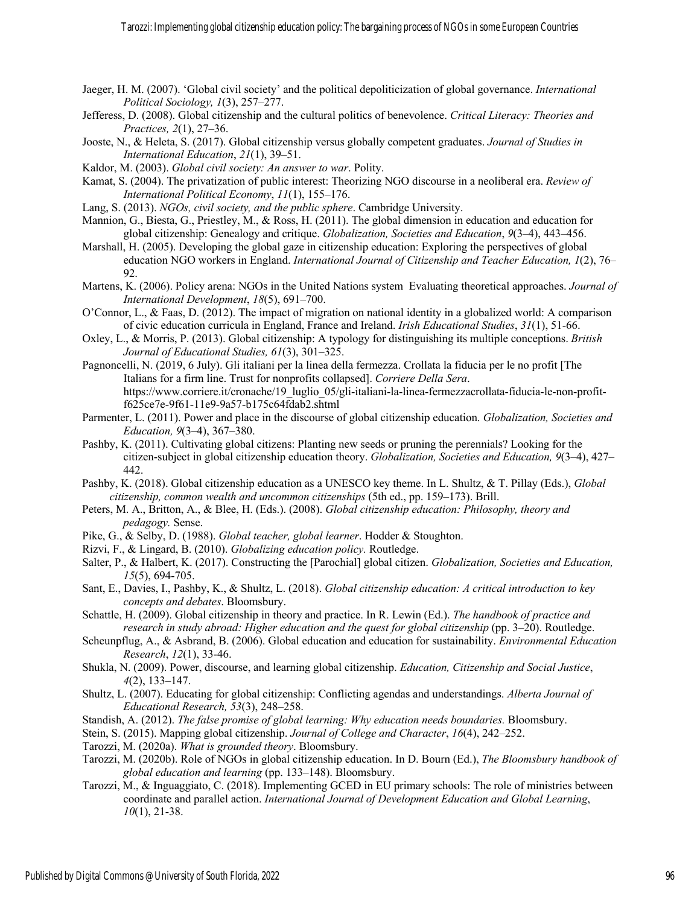Jaeger, H. M. (2007). 'Global civil society' and the political depoliticization of global governance. *International Political Sociology, 1*(3), 257–277.

Jefferess, D. (2008). Global citizenship and the cultural politics of benevolence. *Critical Literacy: Theories and Practices, 2*(1), 27–36.

Jooste, N., & Heleta, S. (2017). Global citizenship versus globally competent graduates. *Journal of Studies in International Education*, *21*(1), 39–51.

Kaldor, M. (2003). *Global civil society: An answer to war*. Polity.

Kamat, S. (2004). The privatization of public interest: Theorizing NGO discourse in a neoliberal era. *Review of International Political Economy*, *11*(1), 155–176.

Lang, S. (2013). *NGOs, civil society, and the public sphere*. Cambridge University.

Mannion, G., Biesta, G., Priestley, M., & Ross, H. (2011). The global dimension in education and education for global citizenship: Genealogy and critique. *Globalization, Societies and Education*, *9*(3–4), 443–456.

Marshall, H. (2005). Developing the global gaze in citizenship education: Exploring the perspectives of global education NGO workers in England. *International Journal of Citizenship and Teacher Education, 1*(2), 76–92.

Martens, K. (2006). Policy arena: NGOs in the United Nations system Evaluating theoretical approaches. *Journal of International Development*, *18*(5), 691–700.

O'Connor, L., & Faas, D. (2012). The impact of migration on national identity in a globalized world: A comparison of civic education curricula in England, France and Ireland. *Irish Educational Studies*, *31*(1), 51-66.

Oxley, L., & Morris, P. (2013). Global citizenship: A typology for distinguishing its multiple conceptions. *British Journal of Educational Studies, 61*(3), 301–325.

Pagnoncelli, N. (2019, 6 July). Gli italiani per la linea della fermezza. Crollata la fiducia per le no profit [The Italians for a firm line. Trust for nonprofits collapsed]. *Corriere Della Sera*. https://www.corriere.it/cronache/19_luglio_05/gli-italiani-la-linea-fermezzacrollata-fiducia-le-non-profit-f625ce7e-9f61-11e9-9a57-b175c64fdab2.shtml

Parmenter, L. (2011). Power and place in the discourse of global citizenship education. *Globalization, Societies and Education, 9*(3–4), 367–380.

Pashby, K. (2011). Cultivating global citizens: Planting new seeds or pruning the perennials? Looking for the citizen-subject in global citizenship education theory. *Globalization, Societies and Education, 9*(3–4), 427–442.

Pashby, K. (2018). Global citizenship education as a UNESCO key theme. In L. Shultz, & T. Pillay (Eds.), *Global citizenship, common wealth and uncommon citizenships* (5th ed., pp. 159–173). Brill.

Peters, M. A., Britton, A., & Blee, H. (Eds.). (2008). *Global citizenship education: Philosophy, theory and pedagogy.* Sense.

Pike, G., & Selby, D. (1988). *Global teacher, global learner*. Hodder & Stoughton.

Rizvi, F., & Lingard, B. (2010). *Globalizing education policy.* Routledge.

Salter, P., & Halbert, K. (2017). Constructing the [Parochial] global citizen. *Globalization, Societies and Education, 15*(5), 694-705.

Sant, E., Davies, I., Pashby, K., & Shultz, L. (2018). *Global citizenship education: A critical introduction to key concepts and debates*. Bloomsbury.

Schattle, H. (2009). Global citizenship in theory and practice. In R. Lewin (Ed.). *The handbook of practice and research in study abroad: Higher education and the quest for global citizenship* (pp. 3–20). Routledge.

Scheunpflug, A., & Asbrand, B. (2006). Global education and education for sustainability. *Environmental Education Research*, *12*(1), 33-46.

Shukla, N. (2009). Power, discourse, and learning global citizenship. *Education, Citizenship and Social Justice*, *4*(2), 133–147.

Shultz, L. (2007). Educating for global citizenship: Conflicting agendas and understandings. *Alberta Journal of Educational Research, 53*(3), 248–258.

Standish, A. (2012). *The false promise of global learning: Why education needs boundaries.* Bloomsbury.

Stein, S. (2015). Mapping global citizenship. *Journal of College and Character*, *16*(4), 242–252.

Tarozzi, M. (2020a). *What is grounded theory*. Bloomsbury.

Tarozzi, M. (2020b). Role of NGOs in global citizenship education. In D. Bourn (Ed.), *The Bloomsbury handbook of global education and learning* (pp. 133–148). Bloomsbury.

Tarozzi, M., & Inguaggiato, C. (2018). Implementing GCED in EU primary schools: The role of ministries between coordinate and parallel action. *International Journal of Development Education and Global Learning*, *10*(1), 21-38.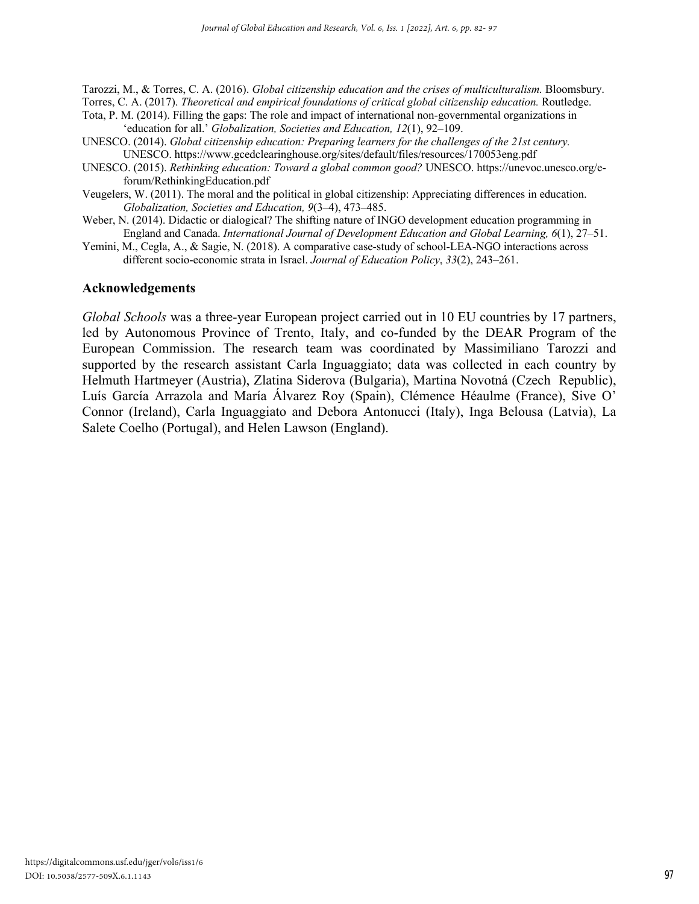Tarozzi, M., & Torres, C. A. (2016). *Global citizenship education and the crises of multiculturalism.* Bloomsbury.

Torres, C. A. (2017). *Theoretical and empirical foundations of critical global citizenship education.* Routledge.

Tota, P. M. (2014). Filling the gaps: The role and impact of international non-governmental organizations in 'education for all.' *Globalization, Societies and Education, 12*(1), 92–109.

UNESCO. (2014). *Global citizenship education: Preparing learners for the challenges of the 21st century.* UNESCO. https://www.gcedclearinghouse.org/sites/default/files/resources/170053eng.pdf

UNESCO. (2015). *Rethinking education: Toward a global common good?* UNESCO. https://unevoc.unesco.org/e-forum/RethinkingEducation.pdf

Veugelers, W. (2011). The moral and the political in global citizenship: Appreciating differences in education. *Globalization, Societies and Education, 9*(3–4), 473–485.

Weber, N. (2014). Didactic or dialogical? The shifting nature of INGO development education programming in England and Canada. *International Journal of Development Education and Global Learning, 6*(1), 27–51.

Yemini, M., Cegla, A., & Sagie, N. (2018). A comparative case-study of school-LEA-NGO interactions across different socio-economic strata in Israel. *Journal of Education Policy*, *33*(2), 243–261.

## Acknowledgements

*Global Schools* was a three-year European project carried out in 10 EU countries by 17 partners, led by Autonomous Province of Trento, Italy, and co-funded by the DEAR Program of the European Commission. The research team was coordinated by Massimiliano Tarozzi and supported by the research assistant Carla Inguaggiato; data was collected in each country by Helmuth Hartmeyer (Austria), Zlatina Siderova (Bulgaria), Martina Novotná (Czech Republic), Luís García Arrazola and María Álvarez Roy (Spain), Clémence Héaulme (France), Sive O' Connor (Ireland), Carla Inguaggiato and Debora Antonucci (Italy), Inga Belousa (Latvia), La Salete Coelho (Portugal), and Helen Lawson (England).